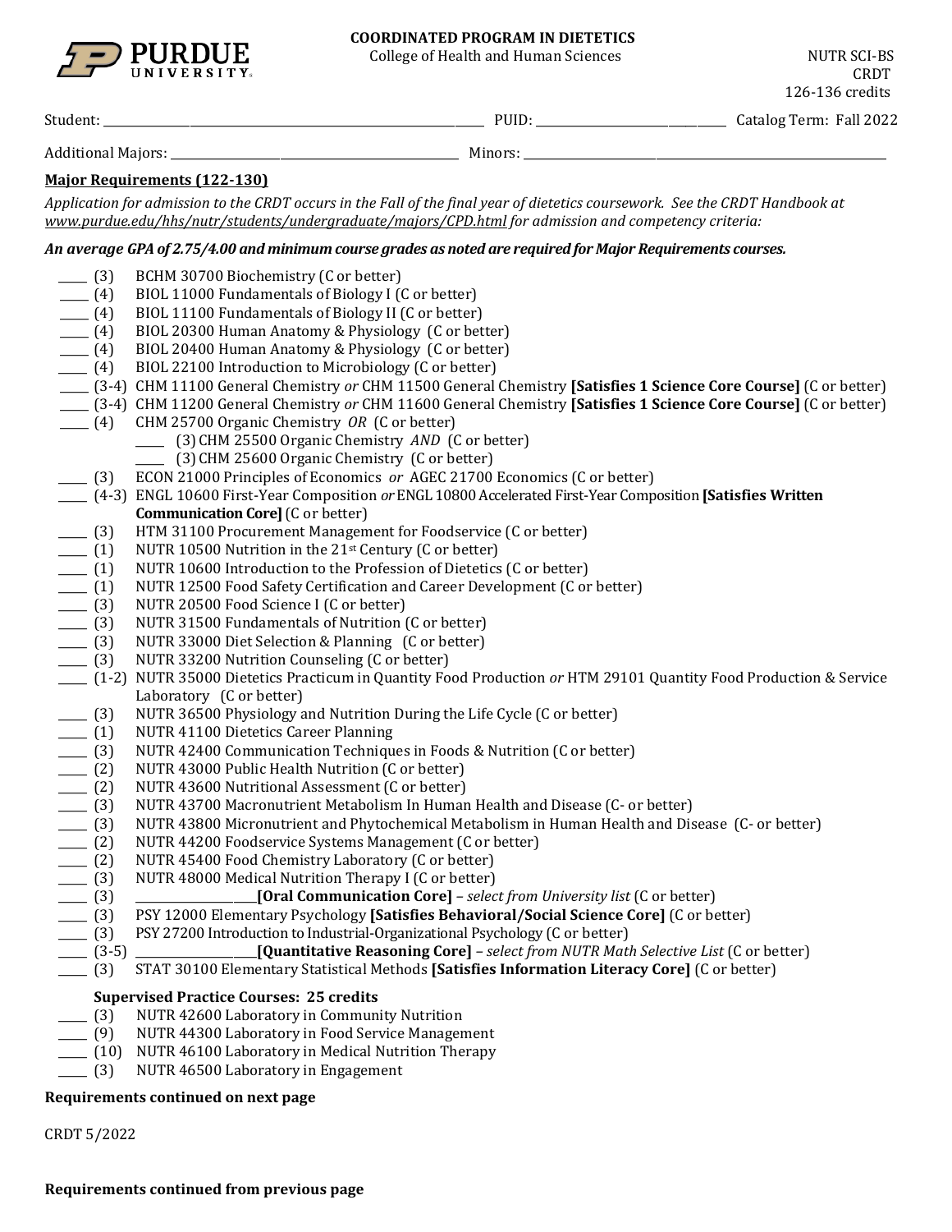**COORDINATED PROGRAM IN DIETETICS**
College of Health and Human Sciences

NUTR SCI-BS
CRDT
126-136 credits

Student: ______________________ PUID: ______________ Catalog Term: Fall 2022

Additional Majors: ______________________ Minors: ______________________

## Major Requirements (122-130)

*Application for admission to the CRDT occurs in the Fall of the final year of dietetics coursework. See the CRDT Handbook at www.purdue.edu/hhs/nutr/students/undergraduate/majors/CPD.html for admission and competency criteria:*

***An average GPA of 2.75/4.00 and minimum course grades as noted are required for Major Requirements courses.***

- ____ (3) BCHM 30700 Biochemistry (C or better)
- ____ (4) BIOL 11000 Fundamentals of Biology I (C or better)
- ____ (4) BIOL 11100 Fundamentals of Biology II (C or better)
- ____ (4) BIOL 20300 Human Anatomy & Physiology (C or better)
- ____ (4) BIOL 20400 Human Anatomy & Physiology (C or better)
- ____ (4) BIOL 22100 Introduction to Microbiology (C or better)
- ____ (3-4) CHM 11100 General Chemistry *or* CHM 11500 General Chemistry **[Satisfies 1 Science Core Course]** (C or better)
- ____ (3-4) CHM 11200 General Chemistry *or* CHM 11600 General Chemistry **[Satisfies 1 Science Core Course]** (C or better)
- ____ (4) CHM 25700 Organic Chemistry *OR* (C or better)
  - ____ (3) CHM 25500 Organic Chemistry *AND* (C or better)
  - ____ (3) CHM 25600 Organic Chemistry (C or better)
- ____ (3) ECON 21000 Principles of Economics *or* AGEC 21700 Economics (C or better)
- ____ (4-3) ENGL 10600 First-Year Composition *or* ENGL 10800 Accelerated First-Year Composition **[Satisfies Written Communication Core]** (C or better)
- ____ (3) HTM 31100 Procurement Management for Foodservice (C or better)
- ____ (1) NUTR 10500 Nutrition in the 21st Century (C or better)
- ____ (1) NUTR 10600 Introduction to the Profession of Dietetics (C or better)
- ____ (1) NUTR 12500 Food Safety Certification and Career Development (C or better)
- ____ (3) NUTR 20500 Food Science I (C or better)
- ____ (3) NUTR 31500 Fundamentals of Nutrition (C or better)
- ____ (3) NUTR 33000 Diet Selection & Planning (C or better)
- ____ (3) NUTR 33200 Nutrition Counseling (C or better)
- ____ (1-2) NUTR 35000 Dietetics Practicum in Quantity Food Production *or* HTM 29101 Quantity Food Production & Service Laboratory (C or better)
- ____ (3) NUTR 36500 Physiology and Nutrition During the Life Cycle (C or better)
- ____ (1) NUTR 41100 Dietetics Career Planning
- ____ (3) NUTR 42400 Communication Techniques in Foods & Nutrition (C or better)
- ____ (2) NUTR 43000 Public Health Nutrition (C or better)
- ____ (2) NUTR 43600 Nutritional Assessment (C or better)
- ____ (3) NUTR 43700 Macronutrient Metabolism In Human Health and Disease (C- or better)
- ____ (3) NUTR 43800 Micronutrient and Phytochemical Metabolism in Human Health and Disease (C- or better)
- ____ (2) NUTR 44200 Foodservice Systems Management (C or better)
- ____ (2) NUTR 45400 Food Chemistry Laboratory (C or better)
- ____ (3) NUTR 48000 Medical Nutrition Therapy I (C or better)
- ____ (3) ____________**[Oral Communication Core]** – *select from University list* (C or better)
- ____ (3) PSY 12000 Elementary Psychology **[Satisfies Behavioral/Social Science Core]** (C or better)
- ____ (3) PSY 27200 Introduction to Industrial-Organizational Psychology (C or better)
- ____ (3-5) ____________**[Quantitative Reasoning Core]** – *select from NUTR Math Selective List* (C or better)
- ____ (3) STAT 30100 Elementary Statistical Methods **[Satisfies Information Literacy Core]** (C or better)

### Supervised Practice Courses: 25 credits

- ____ (3) NUTR 42600 Laboratory in Community Nutrition
- ____ (9) NUTR 44300 Laboratory in Food Service Management
- ____ (10) NUTR 46100 Laboratory in Medical Nutrition Therapy
- ____ (3) NUTR 46500 Laboratory in Engagement

**Requirements continued on next page**

CRDT 5/2022

**Requirements continued from previous page**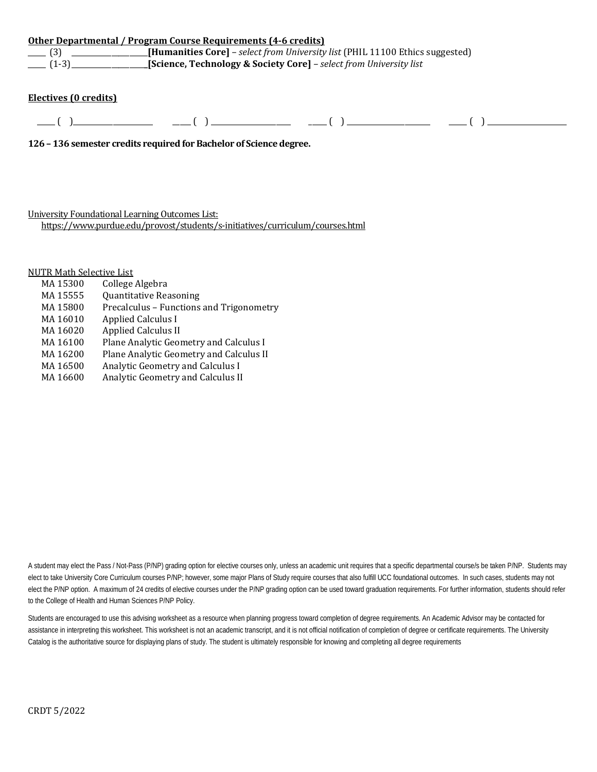**Other Departmental / Program Course Requirements (4-6 credits)**

_____ (3) ____________________**[Humanities Core]** – *select from University list* (PHIL 11100 Ethics suggested)

_____ (1-3) ____________________**[Science, Technology & Society Core]** – *select from University list*

**Electives (0 credits)**

_____ ( ) ____________________ _____ ( ) ____________________ _____ ( ) ____________________ _____ ( ) ____________________

**126 – 136 semester credits required for Bachelor of Science degree.**

University Foundational Learning Outcomes List:
https://www.purdue.edu/provost/students/s-initiatives/curriculum/courses.html

NUTR Math Selective List

| | |
|---|---|
| MA 15300 | College Algebra |
| MA 15555 | Quantitative Reasoning |
| MA 15800 | Precalculus – Functions and Trigonometry |
| MA 16010 | Applied Calculus I |
| MA 16020 | Applied Calculus II |
| MA 16100 | Plane Analytic Geometry and Calculus I |
| MA 16200 | Plane Analytic Geometry and Calculus II |
| MA 16500 | Analytic Geometry and Calculus I |
| MA 16600 | Analytic Geometry and Calculus II |

A student may elect the Pass / Not-Pass (P/NP) grading option for elective courses only, unless an academic unit requires that a specific departmental course/s be taken P/NP. Students may elect to take University Core Curriculum courses P/NP; however, some major Plans of Study require courses that also fulfill UCC foundational outcomes. In such cases, students may not elect the P/NP option. A maximum of 24 credits of elective courses under the P/NP grading option can be used toward graduation requirements. For further information, students should refer to the College of Health and Human Sciences P/NP Policy.

Students are encouraged to use this advising worksheet as a resource when planning progress toward completion of degree requirements. An Academic Advisor may be contacted for assistance in interpreting this worksheet. This worksheet is not an academic transcript, and it is not official notification of completion of degree or certificate requirements. The University Catalog is the authoritative source for displaying plans of study. The student is ultimately responsible for knowing and completing all degree requirements

CRDT 5/2022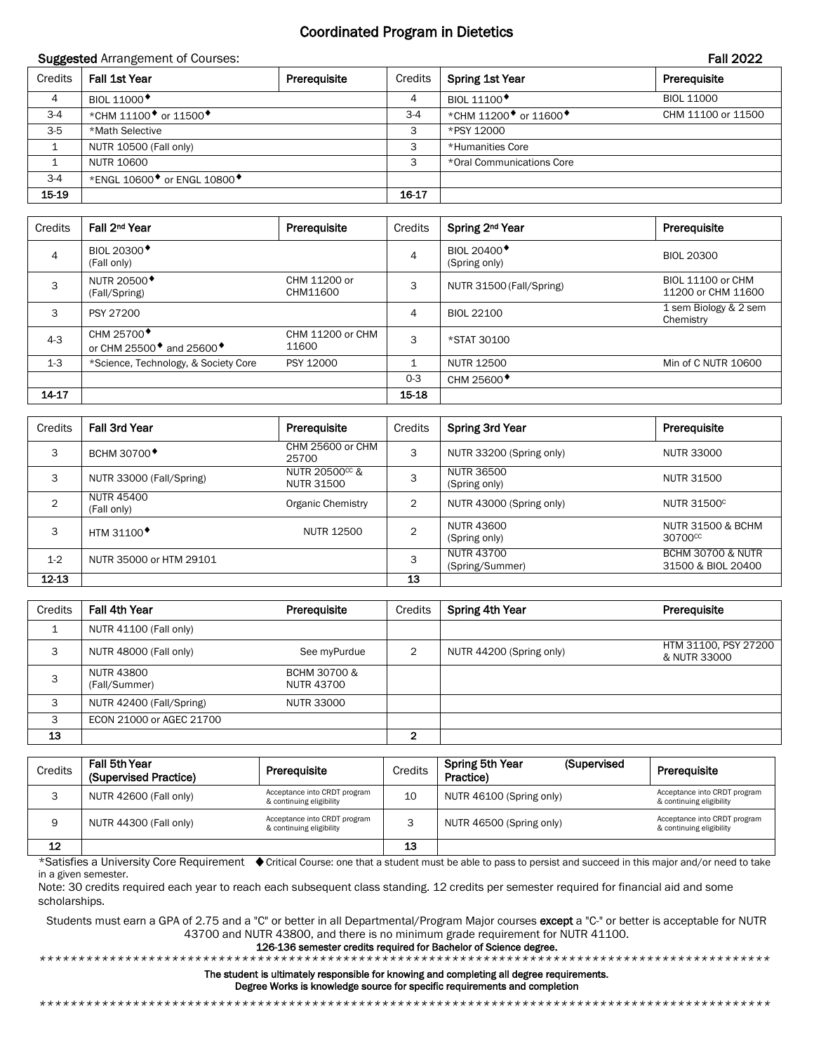# Coordinated Program in Dietetics

**Suggested** Arrangement of Courses: **Fall 2022**

| Credits | Fall 1st Year | Prerequisite | Credits | Spring 1st Year | Prerequisite |
|---|---|---|---|---|---|
| 4 | BIOL 11000♦ | | 4 | BIOL 11100♦ | BIOL 11000 |
| 3-4 | *CHM 11100♦ or 11500♦ | | 3-4 | *CHM 11200♦ or 11600♦ | CHM 11100 or 11500 |
| 3-5 | *Math Selective | | 3 | *PSY 12000 | |
| 1 | NUTR 10500 (Fall only) | | 3 | *Humanities Core | |
| 1 | NUTR 10600 | | 3 | *Oral Communications Core | |
| 3-4 | *ENGL 10600♦ or ENGL 10800♦ | | | | |
| **15-19** | | | **16-17** | | |

| Credits | Fall 2nd Year | Prerequisite | Credits | Spring 2nd Year | Prerequisite |
|---|---|---|---|---|---|
| 4 | BIOL 20300♦ (Fall only) | | 4 | BIOL 20400♦ (Spring only) | BIOL 20300 |
| 3 | NUTR 20500♦ (Fall/Spring) | CHM 11200 or CHM11600 | 3 | NUTR 31500 (Fall/Spring) | BIOL 11100 or CHM 11200 or CHM 11600 |
| 3 | PSY 27200 | | 4 | BIOL 22100 | 1 sem Biology & 2 sem Chemistry |
| 4-3 | CHM 25700♦ or CHM 25500♦ and 25600♦ | CHM 11200 or CHM 11600 | 3 | *STAT 30100 | |
| 1-3 | *Science, Technology, & Society Core | PSY 12000 | 1 | NUTR 12500 | Min of C NUTR 10600 |
| | | | 0-3 | CHM 25600♦ | |
| **14-17** | | | **15-18** | | |

| Credits | Fall 3rd Year | Prerequisite | Credits | Spring 3rd Year | Prerequisite |
|---|---|---|---|---|---|
| 3 | BCHM 30700♦ | CHM 25600 or CHM 25700 | 3 | NUTR 33200 (Spring only) | NUTR 33000 |
| 3 | NUTR 33000 (Fall/Spring) | NUTR 20500[cc] & NUTR 31500 | 3 | NUTR 36500 (Spring only) | NUTR 31500 |
| 2 | NUTR 45400 (Fall only) | Organic Chemistry | 2 | NUTR 43000 (Spring only) | NUTR 31500[c] |
| 3 | HTM 31100♦ | NUTR 12500 | 2 | NUTR 43600 (Spring only) | NUTR 31500 & BCHM 30700[cc] |
| 1-2 | NUTR 35000 or HTM 29101 | | 3 | NUTR 43700 (Spring/Summer) | BCHM 30700 & NUTR 31500 & BIOL 20400 |
| **12-13** | | | **13** | | |

| Credits | Fall 4th Year | Prerequisite | Credits | Spring 4th Year | Prerequisite |
|---|---|---|---|---|---|
| 1 | NUTR 41100 (Fall only) | | | | |
| 3 | NUTR 48000 (Fall only) | See myPurdue | 2 | NUTR 44200 (Spring only) | HTM 31100, PSY 27200 & NUTR 33000 |
| 3 | NUTR 43800 (Fall/Summer) | BCHM 30700 & NUTR 43700 | | | |
| 3 | NUTR 42400 (Fall/Spring) | NUTR 33000 | | | |
| 3 | ECON 21000 or AGEC 21700 | | | | |
| **13** | | | **2** | | |

| Credits | Fall 5th Year (Supervised Practice) | Prerequisite | Credits | Spring 5th Year (Supervised Practice) | Prerequisite |
|---|---|---|---|---|---|
| 3 | NUTR 42600 (Fall only) | Acceptance into CRDT program & continuing eligibility | 10 | NUTR 46100 (Spring only) | Acceptance into CRDT program & continuing eligibility |
| 9 | NUTR 44300 (Fall only) | Acceptance into CRDT program & continuing eligibility | 3 | NUTR 46500 (Spring only) | Acceptance into CRDT program & continuing eligibility |
| **12** | | | **13** | | |

*Satisfies a University Core Requirement ♦Critical Course: one that a student must be able to pass to persist and succeed in this major and/or need to take in a given semester.

Note: 30 credits required each year to reach each subsequent class standing. 12 credits per semester required for financial aid and some scholarships.

Students must earn a GPA of 2.75 and a "C" or better in all Departmental/Program Major courses **except** a "C-" or better is acceptable for NUTR 43700 and NUTR 43800, and there is no minimum grade requirement for NUTR 41100.

**126-136 semester credits required for Bachelor of Science degree.**

**The student is ultimately responsible for knowing and completing all degree requirements.**
**Degree Works is knowledge source for specific requirements and completion**